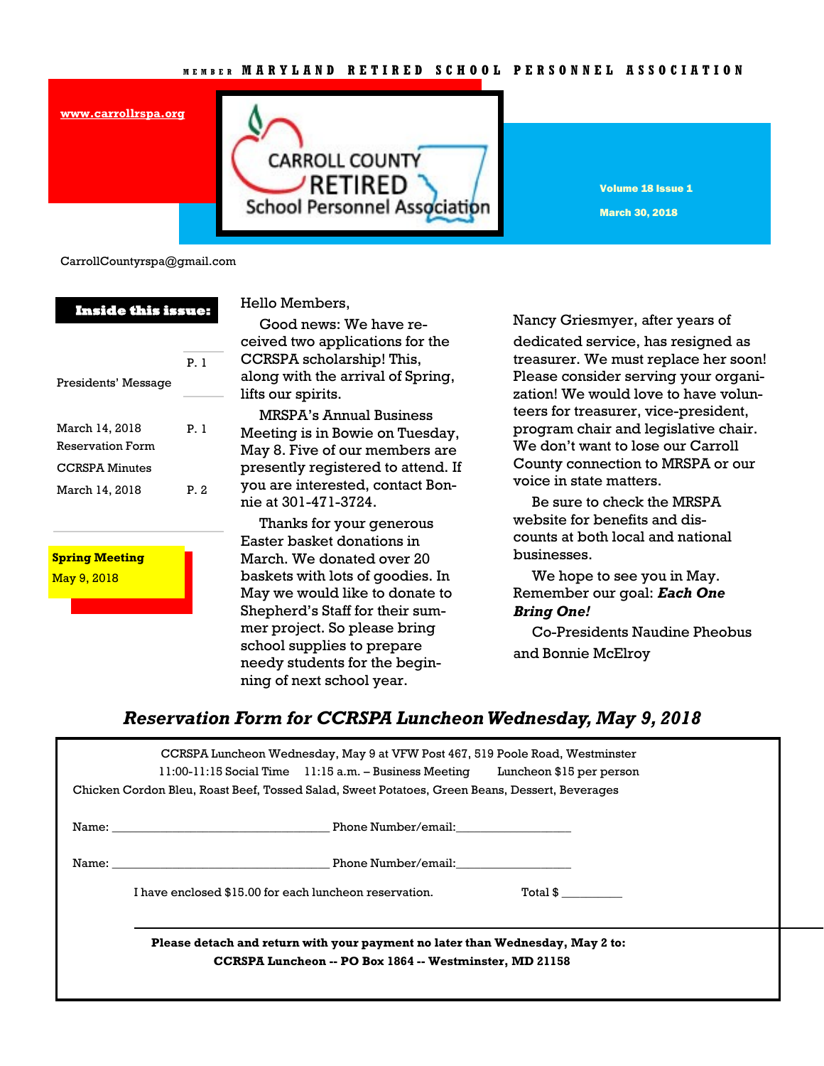MEMBER MARYLAND RETIRED SCHOOL PERSONNEL ASSOCIATION

www.carrollrspa.org

# CARROLL COUNTY RETIRED School Personnel Association

Volume 18 Issue 1

March 30, 2018

CarrollCountyrspa@gmail.com

**Inside this issue:**

| | |
|---|---|
| Presidents' Message | P. 1 |
| March 14, 2018 Reservation Form | P. 1 |
| CCRSPA Minutes March 14, 2018 | P. 2 |

**Spring Meeting**
May 9, 2018

Hello Members,

Good news: We have received two applications for the CCRSPA scholarship! This, along with the arrival of Spring, lifts our spirits.

MRSPA's Annual Business Meeting is in Bowie on Tuesday, May 8. Five of our members are presently registered to attend. If you are interested, contact Bonnie at 301-471-3724.

Thanks for your generous Easter basket donations in March. We donated over 20 baskets with lots of goodies. In May we would like to donate to Shepherd's Staff for their summer project. So please bring school supplies to prepare needy students for the beginning of next school year.

Nancy Griesmyer, after years of dedicated service, has resigned as treasurer. We must replace her soon! Please consider serving your organization! We would love to have volunteers for treasurer, vice-president, program chair and legislative chair. We don't want to lose our Carroll County connection to MRSPA or our voice in state matters.

Be sure to check the MRSPA website for benefits and discounts at both local and national businesses.

We hope to see you in May. Remember our goal: ***Each One Bring One!***

Co-Presidents Naudine Pheobus and Bonnie McElroy

## *Reservation Form for CCRSPA Luncheon Wednesday, May 9, 2018*

CCRSPA Luncheon Wednesday, May 9 at VFW Post 467, 519 Poole Road, Westminster

11:00-11:15 Social Time 11:15 a.m. – Business Meeting Luncheon $15 per person

Chicken Cordon Bleu, Roast Beef, Tossed Salad, Sweet Potatoes, Green Beans, Dessert, Beverages

Name: ________________________________ Phone Number/email:__________________

Name: ________________________________ Phone Number/email:__________________

I have enclosed $15.00 for each luncheon reservation. Total $ __________

**Please detach and return with your payment no later than Wednesday, May 2 to:**

**CCRSPA Luncheon -- PO Box 1864 -- Westminster, MD 21158**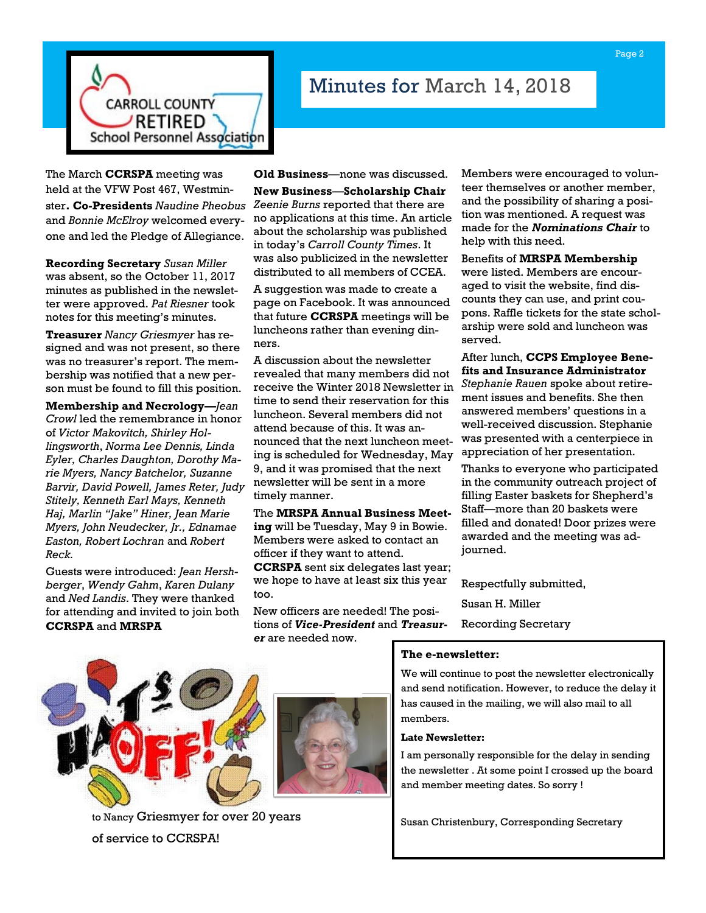CARROLL COUNTY RETIRED School Personnel Association

# Minutes for March 14, 2018

The March **CCRSPA** meeting was held at the VFW Post 467, Westminster**. Co-Presidents** *Naudine Pheobus* and *Bonnie McElroy* welcomed everyone and led the Pledge of Allegiance.

**Recording Secretary** *Susan Miller* was absent, so the October 11, 2017 minutes as published in the newsletter were approved. *Pat Riesner* took notes for this meeting's minutes.

**Treasurer** *Nancy Griesmyer* has resigned and was not present, so there was no treasurer's report. The membership was notified that a new person must be found to fill this position.

**Membership and Necrology—***Jean Crowl* led the remembrance in honor of *Victor Makovitch, Shirley Hollingsworth*, *Norma Lee Dennis, Linda Eyler, Charles Daughton, Dorothy Marie Myers, Nancy Batchelor, Suzanne Barvir, David Powell, James Reter, Judy Stitely, Kenneth Earl Mays, Kenneth Haj, Marlin "Jake" Hiner, Jean Marie Myers, John Neudecker, Jr., Ednamae Easton, Robert Lochran* and *Robert Reck.*

Guests were introduced: *Jean Hershberger*, *Wendy Gahm*, *Karen Dulany* and *Ned Landis*. They were thanked for attending and invited to join both **CCRSPA** and **MRSPA**

**Old Business**—none was discussed.

**New Business—Scholarship Chair** *Zeenie Burns* reported that there are no applications at this time. An article about the scholarship was published in today's *Carroll County Times*. It was also publicized in the newsletter distributed to all members of CCEA.

A suggestion was made to create a page on Facebook. It was announced that future **CCRSPA** meetings will be luncheons rather than evening dinners.

A discussion about the newsletter revealed that many members did not receive the Winter 2018 Newsletter in time to send their reservation for this luncheon. Several members did not attend because of this. It was announced that the next luncheon meeting is scheduled for Wednesday, May 9, and it was promised that the next newsletter will be sent in a more timely manner.

The **MRSPA Annual Business Meeting** will be Tuesday, May 9 in Bowie. Members were asked to contact an officer if they want to attend. **CCRSPA** sent six delegates last year; we hope to have at least six this year too.

New officers are needed! The positions of ***Vice-President*** and ***Treasurer*** are needed now.

Members were encouraged to volunteer themselves or another member, and the possibility of sharing a position was mentioned. A request was made for the ***Nominations Chair*** to help with this need.

Benefits of **MRSPA Membership** were listed. Members are encouraged to visit the website, find discounts they can use, and print coupons. Raffle tickets for the state scholarship were sold and luncheon was served.

After lunch, **CCPS Employee Benefits and Insurance Administrator** *Stephanie Rauen* spoke about retirement issues and benefits. She then answered members' questions in a well-received discussion. Stephanie was presented with a centerpiece in appreciation of her presentation.

Thanks to everyone who participated in the community outreach project of filling Easter baskets for Shepherd's Staff—more than 20 baskets were filled and donated! Door prizes were awarded and the meeting was adjourned.

Respectfully submitted,

Susan H. Miller

Recording Secretary

HATS OFF!

to Nancy Griesmyer for over 20 years of service to CCRSPA!

**The e-newsletter:**

We will continue to post the newsletter electronically and send notification. However, to reduce the delay it has caused in the mailing, we will also mail to all members.

**Late Newsletter:**

I am personally responsible for the delay in sending the newsletter . At some point I crossed up the board and member meeting dates. So sorry !

Susan Christenbury, Corresponding Secretary